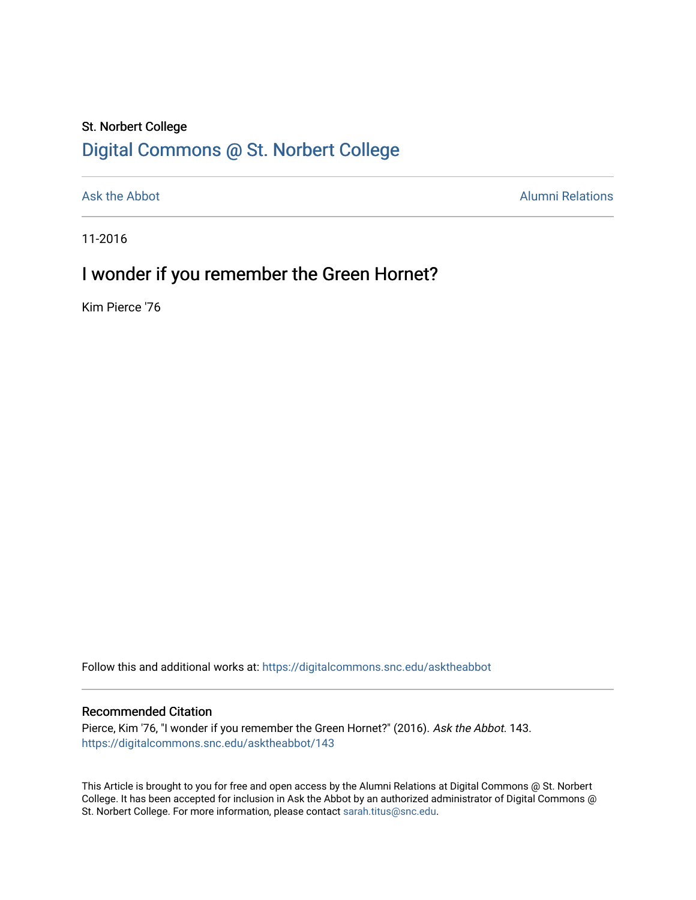St. Norbert College

# Digital Commons @ St. Norbert College

Ask the Abbot | Alumni Relations

11-2016

## I wonder if you remember the Green Hornet?

Kim Pierce '76

Follow this and additional works at: https://digitalcommons.snc.edu/asktheabbot

### Recommended Citation

Pierce, Kim '76, "I wonder if you remember the Green Hornet?" (2016). *Ask the Abbot*. 143.
https://digitalcommons.snc.edu/asktheabbot/143

This Article is brought to you for free and open access by the Alumni Relations at Digital Commons @ St. Norbert College. It has been accepted for inclusion in Ask the Abbot by an authorized administrator of Digital Commons @ St. Norbert College. For more information, please contact sarah.titus@snc.edu.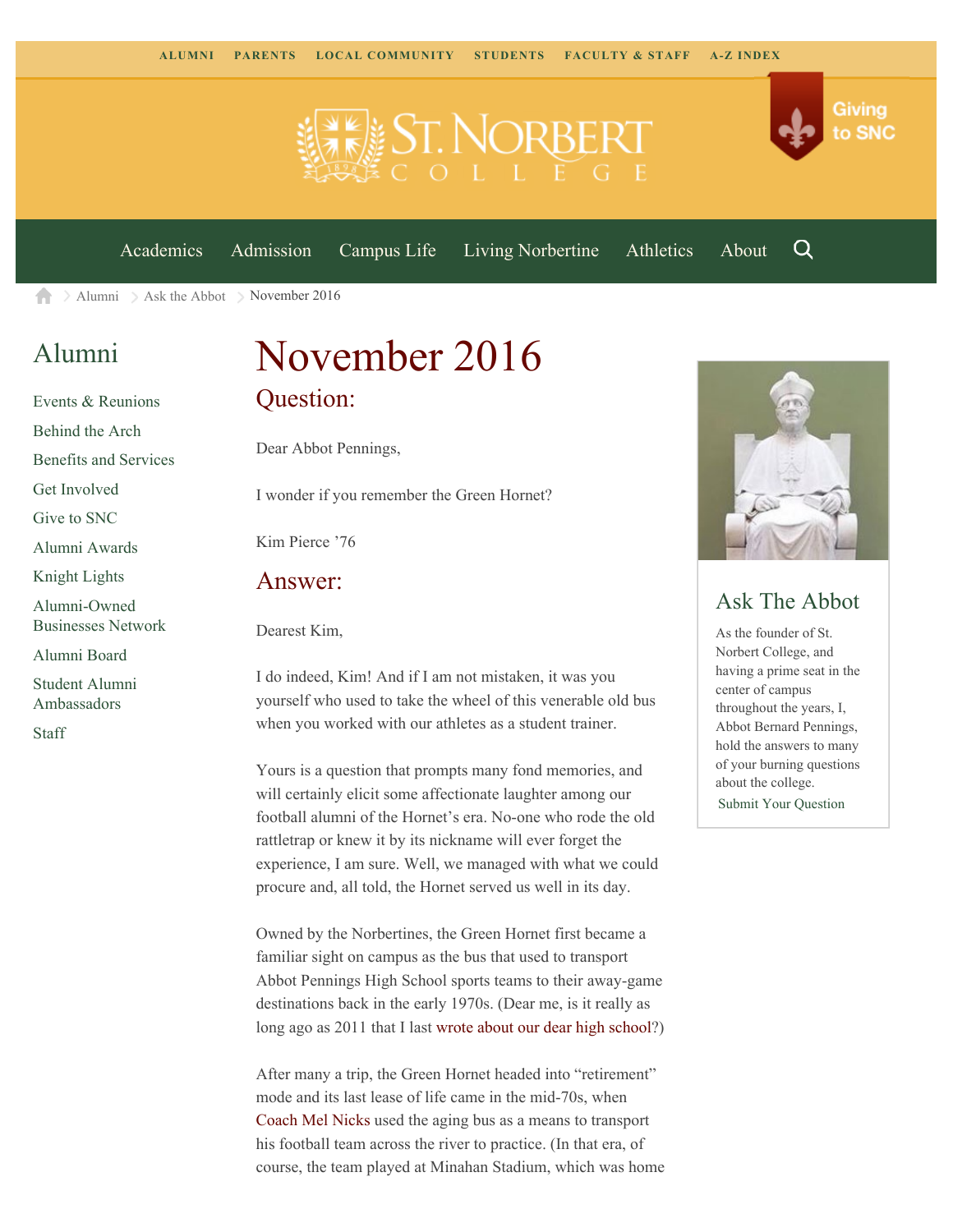ALUMNI PARENTS LOCAL COMMUNITY STUDENTS FACULTY & STAFF A-Z INDEX

Giving to SNC

Academics Admission Campus Life Living Norbertine Athletics About

Alumni > Ask the Abbot > November 2016

## Alumni

- Events & Reunions
- Behind the Arch
- Benefits and Services
- Get Involved
- Give to SNC
- Alumni Awards
- Knight Lights
- Alumni-Owned Businesses Network
- Alumni Board
- Student Alumni Ambassadors
- Staff

# November 2016

## Question:

Dear Abbot Pennings,

I wonder if you remember the Green Hornet?

Kim Pierce '76

## Answer:

Dearest Kim,

I do indeed, Kim! And if I am not mistaken, it was you yourself who used to take the wheel of this venerable old bus when you worked with our athletes as a student trainer.

Yours is a question that prompts many fond memories, and will certainly elicit some affectionate laughter among our football alumni of the Hornet's era. No-one who rode the old rattletrap or knew it by its nickname will ever forget the experience, I am sure. Well, we managed with what we could procure and, all told, the Hornet served us well in its day.

Owned by the Norbertines, the Green Hornet first became a familiar sight on campus as the bus that used to transport Abbot Pennings High School sports teams to their away-game destinations back in the early 1970s. (Dear me, is it really as long ago as 2011 that I last wrote about our dear high school?)

After many a trip, the Green Hornet headed into "retirement" mode and its last lease of life came in the mid-70s, when Coach Mel Nicks used the aging bus as a means to transport his football team across the river to practice. (In that era, of course, the team played at Minahan Stadium, which was home

## Ask The Abbot

As the founder of St. Norbert College, and having a prime seat in the center of campus throughout the years, I, Abbot Bernard Pennings, hold the answers to many of your burning questions about the college.

Submit Your Question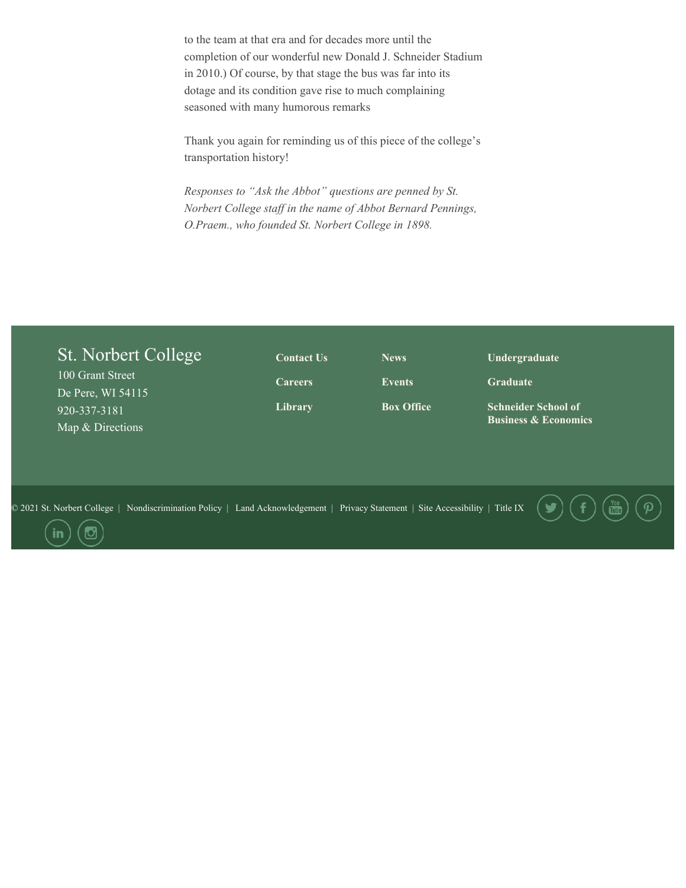to the team at that era and for decades more until the completion of our wonderful new Donald J. Schneider Stadium in 2010.) Of course, by that stage the bus was far into its dotage and its condition gave rise to much complaining seasoned with many humorous remarks

Thank you again for reminding us of this piece of the college's transportation history!

*Responses to "Ask the Abbot" questions are penned by St. Norbert College staff in the name of Abbot Bernard Pennings, O.Praem., who founded St. Norbert College in 1898.*

St. Norbert College
100 Grant Street
De Pere, WI 54115
920-337-3181
Map & Directions

**Contact Us**

**Careers**

**Library**

**News**

**Events**

**Box Office**

**Undergraduate**

**Graduate**

**Schneider School of Business & Economics**

© 2021 St. Norbert College | Nondiscrimination Policy | Land Acknowledgement | Privacy Statement | Site Accessibility | Title IX